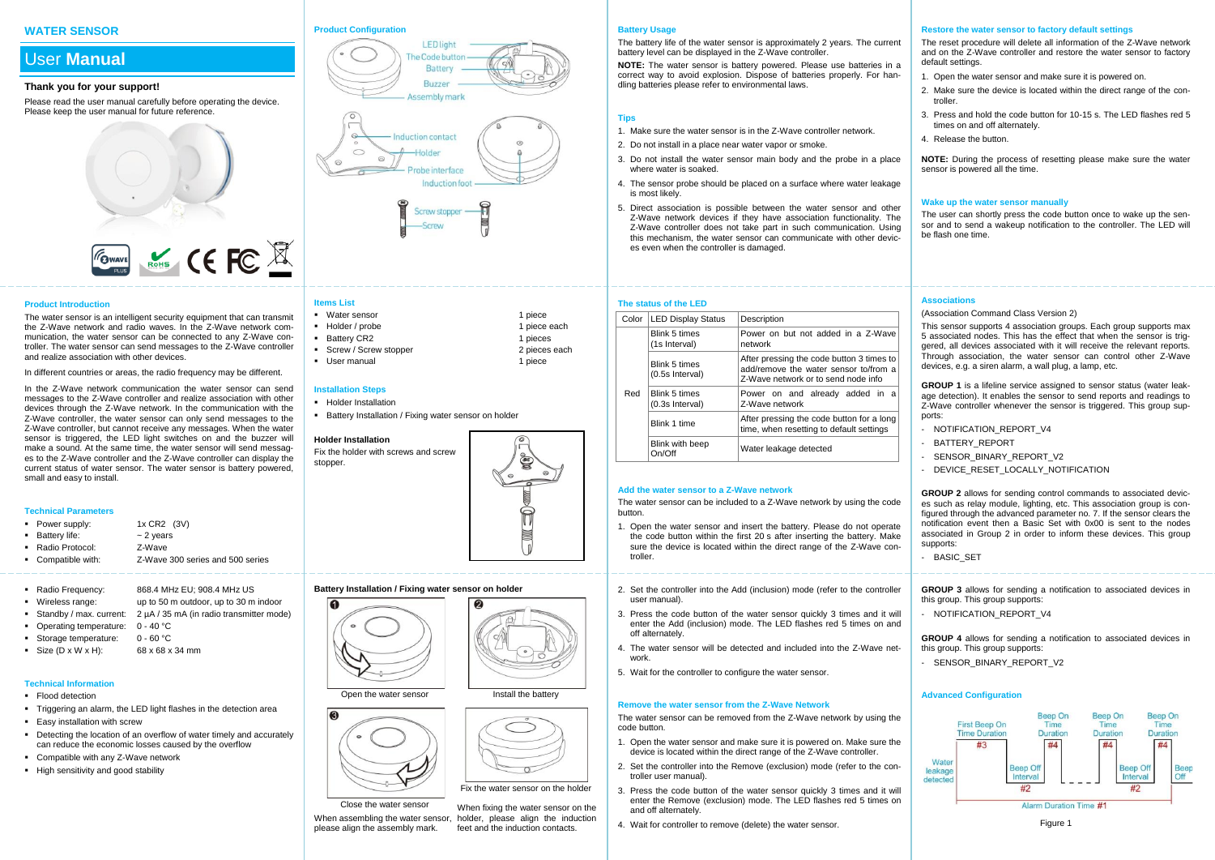# WATER SENSOR

## User **Manual**

### Thank you for your support!

Please read the user manual carefully before operating the device. Please keep the user manual for future reference.

## Product Introduction

The water sensor is an intelligent security equipment that can transmit the Z-Wave network and radio waves. In the Z-Wave network communication, the water sensor can be connected to any Z-Wave controller. The water sensor can send messages to the Z-Wave controller and realize association with other devices.

In different countries or areas, the radio frequency may be different.

In the Z-Wave network communication the water sensor can send messages to the Z-Wave controller and realize association with other devices through the Z-Wave network. In the communication with the Z-Wave controller, the water sensor can only send messages to the Z-Wave controller, but cannot receive any messages. When the water sensor is triggered, the LED light switches on and the buzzer will make a sound. At the same time, the water sensor will send messages to the Z-Wave controller and the Z-Wave controller can display the current status of water sensor. The water sensor is battery powered, small and easy to install.

## Technical Parameters

- Power supply: 1x CR2 (3V)
- Battery life: ~ 2 years
- Radio Protocol: Z-Wave
- Compatible with: Z-Wave 300 series and 500 series
- Radio Frequency: 868.4 MHz EU; 908.4 MHz US
- Wireless range: up to 50 m outdoor, up to 30 m indoor
- Standby / max. current: 2 µA / 35 mA (in radio transmitter mode)
- Operating temperature: 0 - 40 °C
- Storage temperature: 0 - 60 °C
- Size (D x W x H): 68 x 68 x 34 mm

## Technical Information

- Flood detection
- Triggering an alarm, the LED light flashes in the detection area
- Easy installation with screw
- Detecting the location of an overflow of water timely and accurately can reduce the economic losses caused by the overflow
- Compatible with any Z-Wave network
- High sensitivity and good stability

## Product Configuration

LED light, The Code button, Battery, Buzzer, Assembly mark, Induction contact, Holder, Probe interface, Induction foot, Screw stopper, Screw

## Items List

- Water sensor — 1 piece
- Holder / probe — 1 piece each
- Battery CR2 — 1 pieces
- Screw / Screw stopper — 2 pieces each
- User manual — 1 piece

## Installation Steps

- Holder Installation
- Battery Installation / Fixing water sensor on holder

### Holder Installation

Fix the holder with screws and screw stopper.

### Battery Installation / Fixing water sensor on holder

1. Open the water sensor
2. Install the battery
3. Close the water sensor
4. Fix the water sensor on the holder

When assembling the water sensor, please align the assembly mark.

When fixing the water sensor on the holder, please align the induction feet and the induction contacts.

## Battery Usage

The battery life of the water sensor is approximately 2 years. The current battery level can be displayed in the Z-Wave controller.

**NOTE:** The water sensor is battery powered. Please use batteries in a correct way to avoid explosion. Dispose of batteries properly. For handling batteries please refer to environmental laws.

## Tips

1. Make sure the water sensor is in the Z-Wave controller network.
2. Do not install in a place near water vapor or smoke.
3. Do not install the water sensor main body and the probe in a place where water is soaked.
4. The sensor probe should be placed on a surface where water leakage is most likely.
5. Direct association is possible between the water sensor and other Z-Wave network devices if they have association functionality. The Z-Wave controller does not take part in such communication. Using this mechanism, the water sensor can communicate with other devices even when the controller is damaged.

## The status of the LED

| Color | LED Display Status | Description |
|---|---|---|
| Red | Blink 5 times (1s Interval) | Power on but not added in a Z-Wave network |
| | Blink 5 times (0.5s Interval) | After pressing the code button 3 times to add/remove the water sensor to/from a Z-Wave network or to send node info |
| | Blink 5 times (0.3s Interval) | Power on and already added in a Z-Wave network |
| | Blink 1 time | After pressing the code button for a long time, when resetting to default settings |
| | Blink with beep On/Off | Water leakage detected |

## Add the water sensor to a Z-Wave network

The water sensor can be included to a Z-Wave network by using the code button.

1. Open the water sensor and insert the battery. Please do not operate the code button within the first 20 s after inserting the battery. Make sure the device is located within the direct range of the Z-Wave controller.
2. Set the controller into the Add (inclusion) mode (refer to the controller user manual).
3. Press the code button of the water sensor quickly 3 times and it will enter the Add (inclusion) mode. The LED flashes red 5 times on and off alternately.
4. The water sensor will be detected and included into the Z-Wave network.
5. Wait for the controller to configure the water sensor.

## Remove the water sensor from the Z-Wave Network

The water sensor can be removed from the Z-Wave network by using the code button.

1. Open the water sensor and make sure it is powered on. Make sure the device is located within the direct range of the Z-Wave controller.
2. Set the controller into the Remove (exclusion) mode (refer to the controller user manual).
3. Press the code button of the water sensor quickly 3 times and it will enter the Remove (exclusion) mode. The LED flashes red 5 times on and off alternately.
4. Wait for controller to remove (delete) the water sensor.

## Restore the water sensor to factory default settings

The reset procedure will delete all information of the Z-Wave network and on the Z-Wave controller and restore the water sensor to factory default settings.

1. Open the water sensor and make sure it is powered on.
2. Make sure the device is located within the direct range of the controller.
3. Press and hold the code button for 10-15 s. The LED flashes red 5 times on and off alternately.
4. Release the button.

**NOTE:** During the process of resetting please make sure the water sensor is powered all the time.

## Wake up the water sensor manually

The user can shortly press the code button once to wake up the sensor and to send a wakeup notification to the controller. The LED will be flash one time.

## Associations

(Association Command Class Version 2)

This sensor supports 4 association groups. Each group supports max 5 associated nodes. This has the effect that when the sensor is triggered, all devices associated with it will receive the relevant reports. Through association, the water sensor can control other Z-Wave devices, e.g. a siren alarm, a wall plug, a lamp, etc.

**GROUP 1** is a lifeline service assigned to sensor status (water leakage detection). It enables the sensor to send reports and readings to Z-Wave controller whenever the sensor is triggered. This group supports:

- NOTIFICATION_REPORT_V4
- BATTERY_REPORT
- SENSOR_BINARY_REPORT_V2
- DEVICE_RESET_LOCALLY_NOTIFICATION

**GROUP 2** allows for sending control commands to associated devices such as relay module, lighting, etc. This association group is configured through the advanced parameter no. 7. If the sensor clears the notification event then a Basic Set with 0x00 is sent to the nodes associated in Group 2 in order to inform these devices. This group supports:

- BASIC_SET

**GROUP 3** allows for sending a notification to associated devices in this group. This group supports:

- NOTIFICATION_REPORT_V4

**GROUP 4** allows for sending a notification to associated devices in this group. This group supports:

- SENSOR_BINARY_REPORT_V2

## Advanced Configuration

Water leakage detected — First Beep On Time Duration #3 — Beep On Time Duration #4 — Beep Off Interval #2 — Beep Off — Alarm Duration Time #1

Figure 1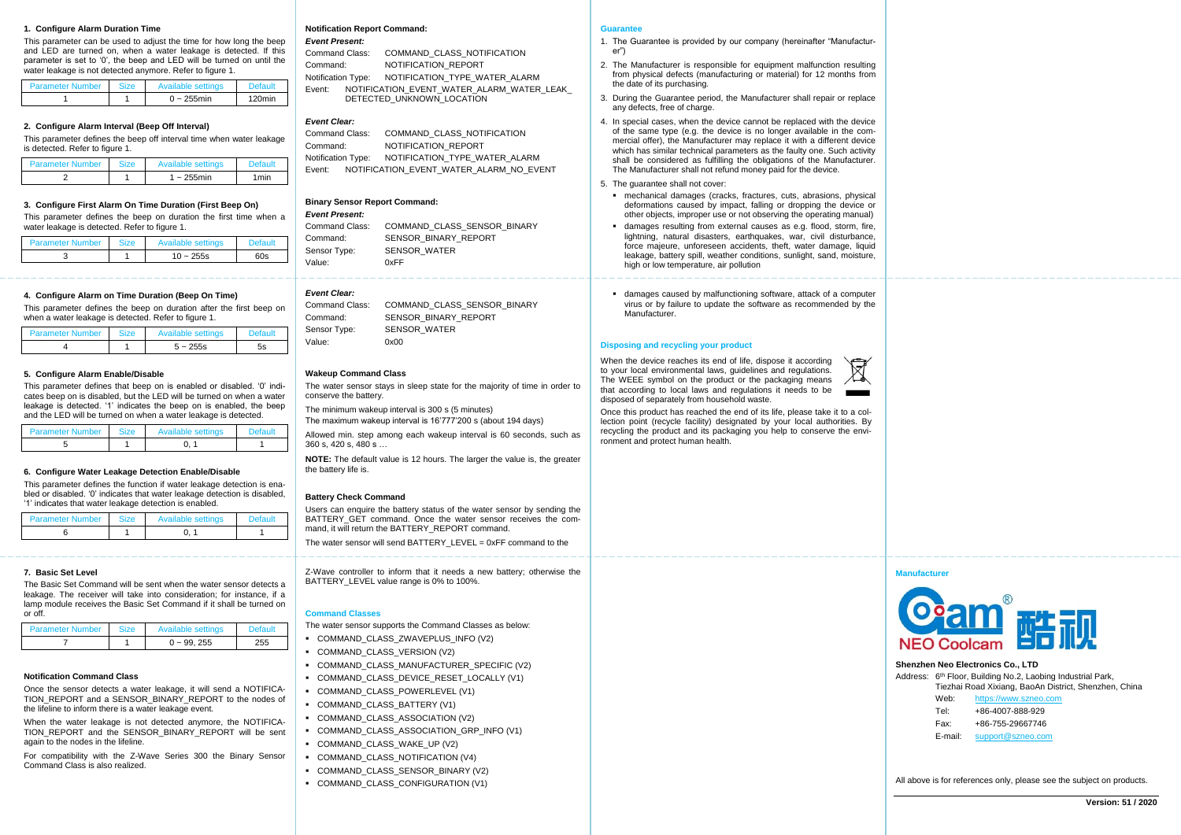### 1. Configure Alarm Duration Time

This parameter can be used to adjust the time for how long the beep and LED are turned on, when a water leakage is detected. If this parameter is set to '0', the beep and LED will be turned on until the water leakage is not detected anymore. Refer to figure 1.

| Parameter Number | Size | Available settings | Default |
|---|---|---|---|
| 1 | 1 | 0 ~ 255min | 120min |

### 2. Configure Alarm Interval (Beep Off Interval)

This parameter defines the beep off interval time when water leakage is detected. Refer to figure 1.

| Parameter Number | Size | Available settings | Default |
|---|---|---|---|
| 2 | 1 | 1 ~ 255min | 1min |

### 3. Configure First Alarm On Time Duration (First Beep On)

This parameter defines the beep on duration the first time when a water leakage is detected. Refer to figure 1.

| Parameter Number | Size | Available settings | Default |
|---|---|---|---|
| 3 | 1 | 10 ~ 255s | 60s |

### 4. Configure Alarm on Time Duration (Beep On Time)

This parameter defines the beep on duration after the first beep on when a water leakage is detected. Refer to figure 1.

| Parameter Number | Size | Available settings | Default |
|---|---|---|---|
| 4 | 1 | 5 ~ 255s | 5s |

### 5. Configure Alarm Enable/Disable

This parameter defines that beep on is enabled or disabled. '0' indicates beep on is disabled, but the LED will be turned on when a water leakage is detected. '1' indicates the beep on is enabled, the beep and the LED will be turned on when a water leakage is detected.

| Parameter Number | Size | Available settings | Default |
|---|---|---|---|
| 5 | 1 | 0, 1 | 1 |

### 6. Configure Water Leakage Detection Enable/Disable

This parameter defines the function if water leakage detection is enabled or disabled. '0' indicates that water leakage detection is disabled, '1' indicates that water leakage detection is enabled.

| Parameter Number | Size | Available settings | Default |
|---|---|---|---|
| 6 | 1 | 0, 1 | 1 |

### 7. Basic Set Level

The Basic Set Command will be sent when the water sensor detects a leakage. The receiver will take into consideration; for instance, if a lamp module receives the Basic Set Command if it shall be turned on or off.

| Parameter Number | Size | Available settings | Default |
|---|---|---|---|
| 7 | 1 | 0 ~ 99, 255 | 255 |

### Notification Command Class

Once the sensor detects a water leakage, it will send a NOTIFICATION_REPORT and a SENSOR_BINARY_REPORT to the nodes of the lifeline to inform there is a water leakage event.

When the water leakage is not detected anymore, the NOTIFICATION_REPORT and the SENSOR_BINARY_REPORT will be sent again to the nodes in the lifeline.

For compatibility with the Z-Wave Series 300 the Binary Sensor Command Class is also realized.

### Notification Report Command:

*Event Present:*

Command Class: COMMAND_CLASS_NOTIFICATION
Command: NOTIFICATION_REPORT
Notification Type: NOTIFICATION_TYPE_WATER_ALARM
Event: NOTIFICATION_EVENT_WATER_ALARM_WATER_LEAK_DETECTED_UNKNOWN_LOCATION

*Event Clear:*

Command Class: COMMAND_CLASS_NOTIFICATION
Command: NOTIFICATION_REPORT
Notification Type: NOTIFICATION_TYPE_WATER_ALARM
Event: NOTIFICATION_EVENT_WATER_ALARM_NO_EVENT

### Binary Sensor Report Command:

*Event Present:*

Command Class: COMMAND_CLASS_SENSOR_BINARY
Command: SENSOR_BINARY_REPORT
Sensor Type: SENSOR_WATER
Value: 0xFF

*Event Clear:*

Command Class: COMMAND_CLASS_SENSOR_BINARY
Command: SENSOR_BINARY_REPORT
Sensor Type: SENSOR_WATER
Value: 0x00

### Wakeup Command Class

The water sensor stays in sleep state for the majority of time in order to conserve the battery.

The minimum wakeup interval is 300 s (5 minutes)
The maximum wakeup interval is 16'777'200 s (about 194 days)

Allowed min. step among each wakeup interval is 60 seconds, such as 360 s, 420 s, 480 s …

**NOTE:** The default value is 12 hours. The larger the value is, the greater the battery life is.

### Battery Check Command

Users can enquire the battery status of the water sensor by sending the BATTERY_GET command. Once the water sensor receives the command, it will return the BATTERY_REPORT command.

The water sensor will send BATTERY_LEVEL = 0xFF command to the Z-Wave controller to inform that it needs a new battery; otherwise the BATTERY_LEVEL value range is 0% to 100%.

### Command Classes

The water sensor supports the Command Classes as below:

- COMMAND_CLASS_ZWAVEPLUS_INFO (V2)
- COMMAND_CLASS_VERSION (V2)
- COMMAND_CLASS_MANUFACTURER_SPECIFIC (V2)
- COMMAND_CLASS_DEVICE_RESET_LOCALLY (V1)
- COMMAND_CLASS_POWERLEVEL (V1)
- COMMAND_CLASS_BATTERY (V1)
- COMMAND_CLASS_ASSOCIATION (V2)
- COMMAND_CLASS_ASSOCIATION_GRP_INFO (V1)
- COMMAND_CLASS_WAKE_UP (V2)
- COMMAND_CLASS_NOTIFICATION (V4)
- COMMAND_CLASS_SENSOR_BINARY (V2)
- COMMAND_CLASS_CONFIGURATION (V1)

### Guarantee

1. The Guarantee is provided by our company (hereinafter "Manufacturer")
2. The Manufacturer is responsible for equipment malfunction resulting from physical defects (manufacturing or material) for 12 months from the date of its purchasing.
3. During the Guarantee period, the Manufacturer shall repair or replace any defects, free of charge.
4. In special cases, when the device cannot be replaced with the device of the same type (e.g. the device is no longer available in the commercial offer), the Manufacturer may replace it with a different device which has similar technical parameters as the faulty one. Such activity shall be considered as fulfilling the obligations of the Manufacturer. The Manufacturer shall not refund money paid for the device.
5. The guarantee shall not cover:
   - mechanical damages (cracks, fractures, cuts, abrasions, physical deformations caused by impact, falling or dropping the device or other objects, improper use or not observing the operating manual)
   - damages resulting from external causes as e.g. flood, storm, fire, lightning, natural disasters, earthquakes, war, civil disturbance, force majeure, unforeseen accidents, theft, water damage, liquid leakage, battery spill, weather conditions, sunlight, sand, moisture, high or low temperature, air pollution
   - damages caused by malfunctioning software, attack of a computer virus or by failure to update the software as recommended by the Manufacturer.

### Disposing and recycling your product

When the device reaches its end of life, dispose it according to your local environmental laws, guidelines and regulations. The WEEE symbol on the product or the packaging means that according to local laws and regulations it needs to be disposed of separately from household waste.

Once this product has reached the end of its life, please take it to a collection point (recycle facility) designated by your local authorities. By recycling the product and its packaging you help to conserve the environment and protect human health.

### Manufacturer

NEO Coolcam 酷视

**Shenzhen Neo Electronics Co., LTD**

Address: 6th Floor, Building No.2, Laobing Industrial Park, Tiezhai Road Xixiang, BaoAn District, Shenzhen, China

Web: https://www.szneo.com
Tel: +86-4007-888-929
Fax: +86-755-29667746
E-mail: support@szneo.com

All above is for references only, please see the subject on products.

**Version: 51 / 2020**